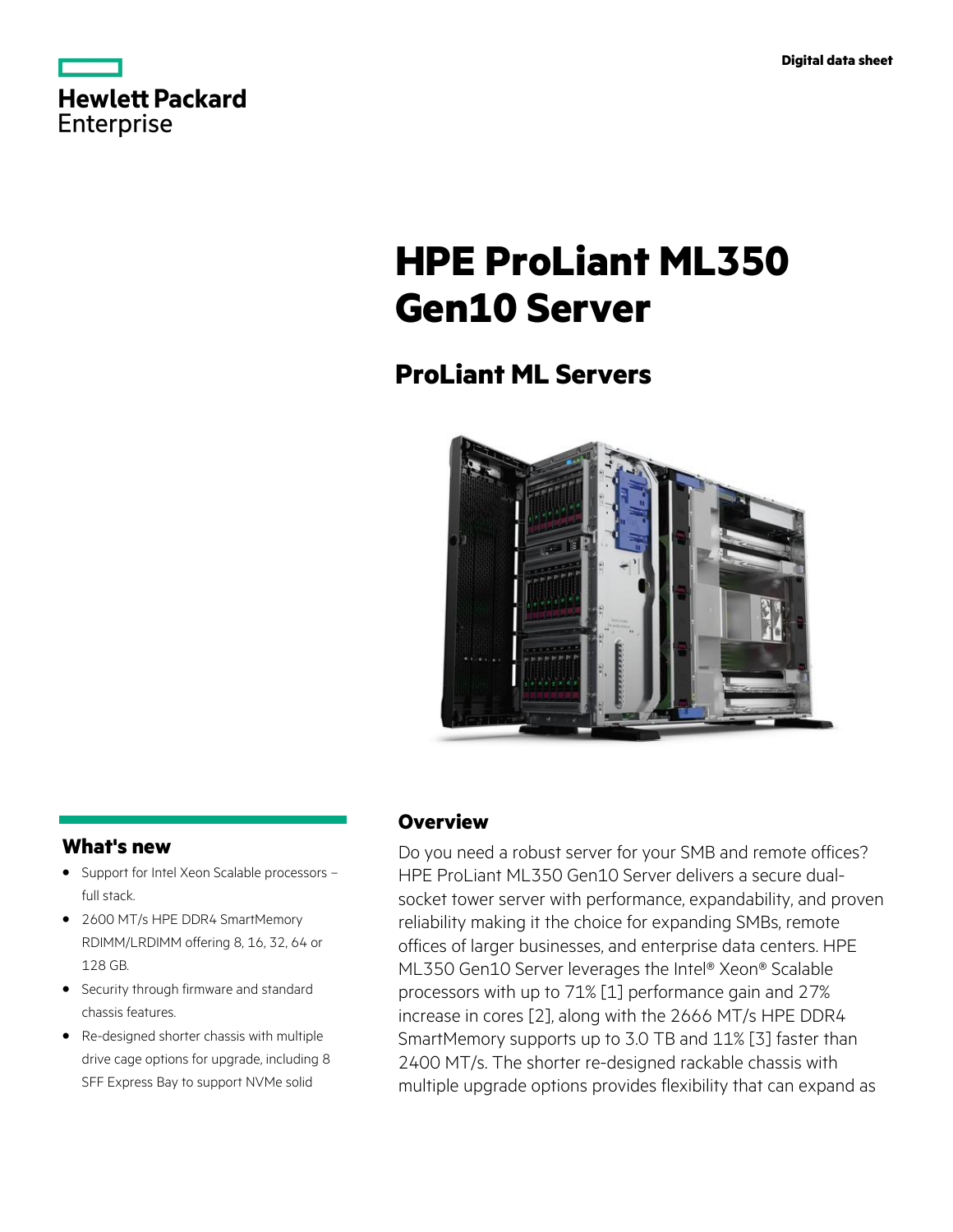Hewlett Packard Enterprise

Digital data sheet

# HPE ProLiant ML350 Gen10 Server

## ProLiant ML Servers

### What's new

- Support for Intel Xeon Scalable processors – full stack.
- 2600 MT/s HPE DDR4 SmartMemory RDIMM/LRDIMM offering 8, 16, 32, 64 or 128 GB.
- Security through firmware and standard chassis features.
- Re-designed shorter chassis with multiple drive cage options for upgrade, including 8 SFF Express Bay to support NVMe solid

### Overview

Do you need a robust server for your SMB and remote offices? HPE ProLiant ML350 Gen10 Server delivers a secure dual-socket tower server with performance, expandability, and proven reliability making it the choice for expanding SMBs, remote offices of larger businesses, and enterprise data centers. HPE ML350 Gen10 Server leverages the Intel® Xeon® Scalable processors with up to 71% [1] performance gain and 27% increase in cores [2], along with the 2666 MT/s HPE DDR4 SmartMemory supports up to 3.0 TB and 11% [3] faster than 2400 MT/s. The shorter re-designed rackable chassis with multiple upgrade options provides flexibility that can expand as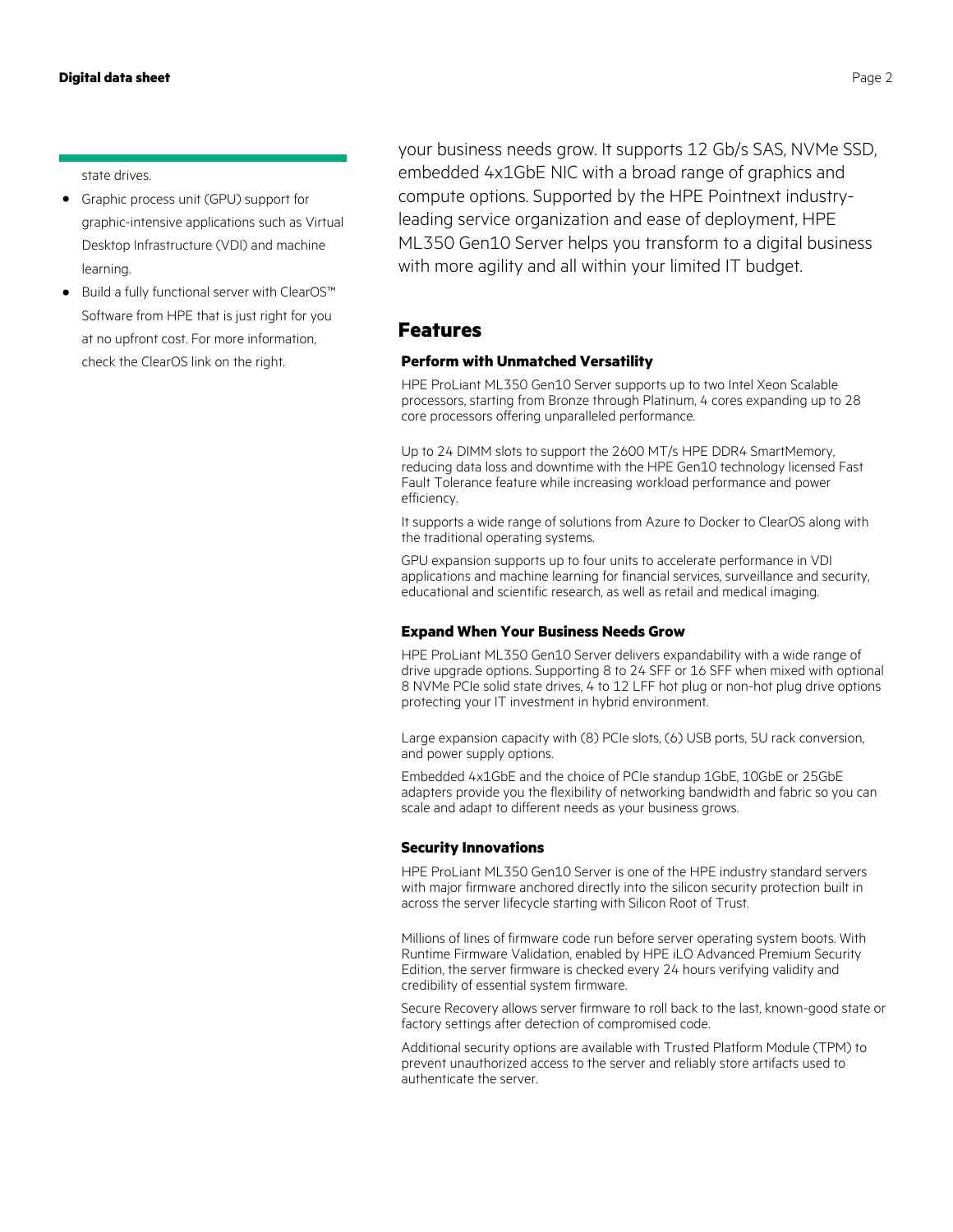state drives.

- Graphic process unit (GPU) support for graphic-intensive applications such as Virtual Desktop Infrastructure (VDI) and machine learning.
- Build a fully functional server with ClearOS™ Software from HPE that is just right for you at no upfront cost. For more information, check the ClearOS link on the right.

your business needs grow. It supports 12 Gb/s SAS, NVMe SSD, embedded 4x1GbE NIC with a broad range of graphics and compute options. Supported by the HPE Pointnext industry-leading service organization and ease of deployment, HPE ML350 Gen10 Server helps you transform to a digital business with more agility and all within your limited IT budget.

## Features

### Perform with Unmatched Versatility

HPE ProLiant ML350 Gen10 Server supports up to two Intel Xeon Scalable processors, starting from Bronze through Platinum, 4 cores expanding up to 28 core processors offering unparalleled performance.

Up to 24 DIMM slots to support the 2600 MT/s HPE DDR4 SmartMemory, reducing data loss and downtime with the HPE Gen10 technology licensed Fast Fault Tolerance feature while increasing workload performance and power efficiency.

It supports a wide range of solutions from Azure to Docker to ClearOS along with the traditional operating systems.

GPU expansion supports up to four units to accelerate performance in VDI applications and machine learning for financial services, surveillance and security, educational and scientific research, as well as retail and medical imaging.

### Expand When Your Business Needs Grow

HPE ProLiant ML350 Gen10 Server delivers expandability with a wide range of drive upgrade options. Supporting 8 to 24 SFF or 16 SFF when mixed with optional 8 NVMe PCIe solid state drives, 4 to 12 LFF hot plug or non-hot plug drive options protecting your IT investment in hybrid environment.

Large expansion capacity with (8) PCIe slots, (6) USB ports, 5U rack conversion, and power supply options.

Embedded 4x1GbE and the choice of PCIe standup 1GbE, 10GbE or 25GbE adapters provide you the flexibility of networking bandwidth and fabric so you can scale and adapt to different needs as your business grows.

### Security Innovations

HPE ProLiant ML350 Gen10 Server is one of the HPE industry standard servers with major firmware anchored directly into the silicon security protection built in across the server lifecycle starting with Silicon Root of Trust.

Millions of lines of firmware code run before server operating system boots. With Runtime Firmware Validation, enabled by HPE iLO Advanced Premium Security Edition, the server firmware is checked every 24 hours verifying validity and credibility of essential system firmware.

Secure Recovery allows server firmware to roll back to the last, known-good state or factory settings after detection of compromised code.

Additional security options are available with Trusted Platform Module (TPM) to prevent unauthorized access to the server and reliably store artifacts used to authenticate the server.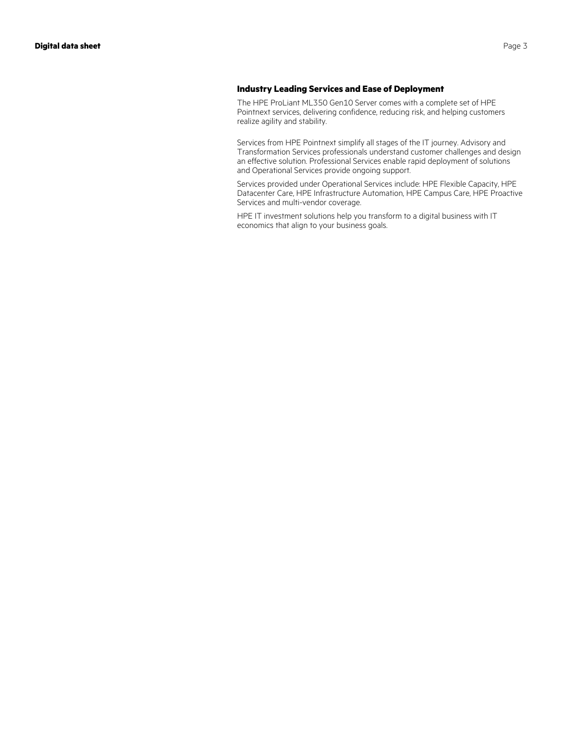### Industry Leading Services and Ease of Deployment

The HPE ProLiant ML350 Gen10 Server comes with a complete set of HPE Pointnext services, delivering confidence, reducing risk, and helping customers realize agility and stability.

Services from HPE Pointnext simplify all stages of the IT journey. Advisory and Transformation Services professionals understand customer challenges and design an effective solution. Professional Services enable rapid deployment of solutions and Operational Services provide ongoing support.

Services provided under Operational Services include: HPE Flexible Capacity, HPE Datacenter Care, HPE Infrastructure Automation, HPE Campus Care, HPE Proactive Services and multi-vendor coverage.

HPE IT investment solutions help you transform to a digital business with IT economics that align to your business goals.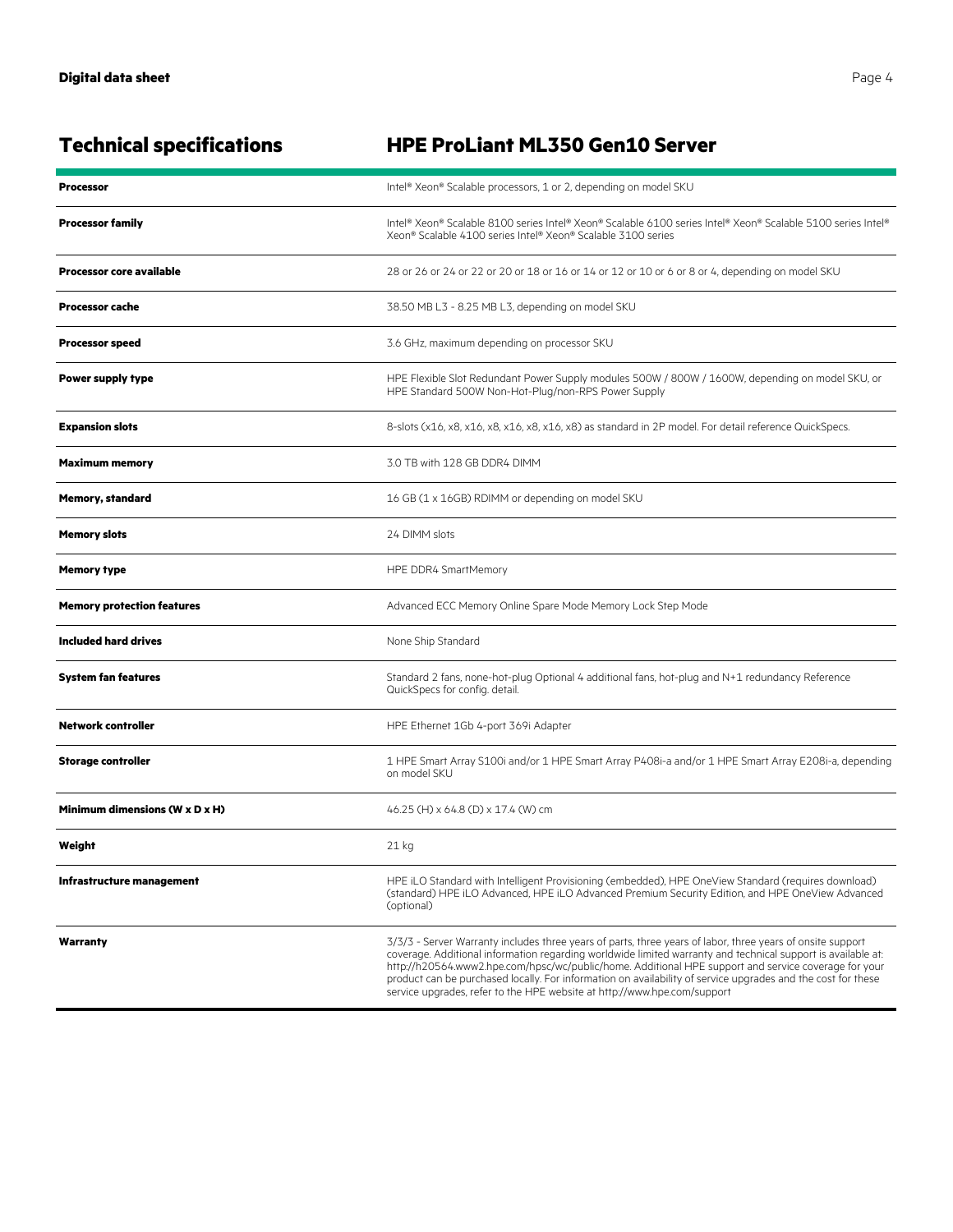## Technical specifications — HPE ProLiant ML350 Gen10 Server

| | |
|---|---|
| **Processor** | Intel® Xeon® Scalable processors, 1 or 2, depending on model SKU |
| **Processor family** | Intel® Xeon® Scalable 8100 series Intel® Xeon® Scalable 6100 series Intel® Xeon® Scalable 5100 series Intel® Xeon® Scalable 4100 series Intel® Xeon® Scalable 3100 series |
| **Processor core available** | 28 or 26 or 24 or 22 or 20 or 18 or 16 or 14 or 12 or 10 or 6 or 8 or 4, depending on model SKU |
| **Processor cache** | 38.50 MB L3 - 8.25 MB L3, depending on model SKU |
| **Processor speed** | 3.6 GHz, maximum depending on processor SKU |
| **Power supply type** | HPE Flexible Slot Redundant Power Supply modules 500W / 800W / 1600W, depending on model SKU, or HPE Standard 500W Non-Hot-Plug/non-RPS Power Supply |
| **Expansion slots** | 8-slots (x16, x8, x16, x8, x16, x8, x16, x8) as standard in 2P model. For detail reference QuickSpecs. |
| **Maximum memory** | 3.0 TB with 128 GB DDR4 DIMM |
| **Memory, standard** | 16 GB (1 x 16GB) RDIMM or depending on model SKU |
| **Memory slots** | 24 DIMM slots |
| **Memory type** | HPE DDR4 SmartMemory |
| **Memory protection features** | Advanced ECC Memory Online Spare Mode Memory Lock Step Mode |
| **Included hard drives** | None Ship Standard |
| **System fan features** | Standard 2 fans, none-hot-plug Optional 4 additional fans, hot-plug and N+1 redundancy Reference QuickSpecs for config. detail. |
| **Network controller** | HPE Ethernet 1Gb 4-port 369i Adapter |
| **Storage controller** | 1 HPE Smart Array S100i and/or 1 HPE Smart Array P408i-a and/or 1 HPE Smart Array E208i-a, depending on model SKU |
| **Minimum dimensions (W x D x H)** | 46.25 (H) x 64.8 (D) x 17.4 (W) cm |
| **Weight** | 21 kg |
| **Infrastructure management** | HPE iLO Standard with Intelligent Provisioning (embedded), HPE OneView Standard (requires download) (standard) HPE iLO Advanced, HPE iLO Advanced Premium Security Edition, and HPE OneView Advanced (optional) |
| **Warranty** | 3/3/3 - Server Warranty includes three years of parts, three years of labor, three years of onsite support coverage. Additional information regarding worldwide limited warranty and technical support is available at: http://h20564.www2.hpe.com/hpsc/wc/public/home. Additional HPE support and service coverage for your product can be purchased locally. For information on availability of service upgrades and the cost for these service upgrades, refer to the HPE website at http://www.hpe.com/support |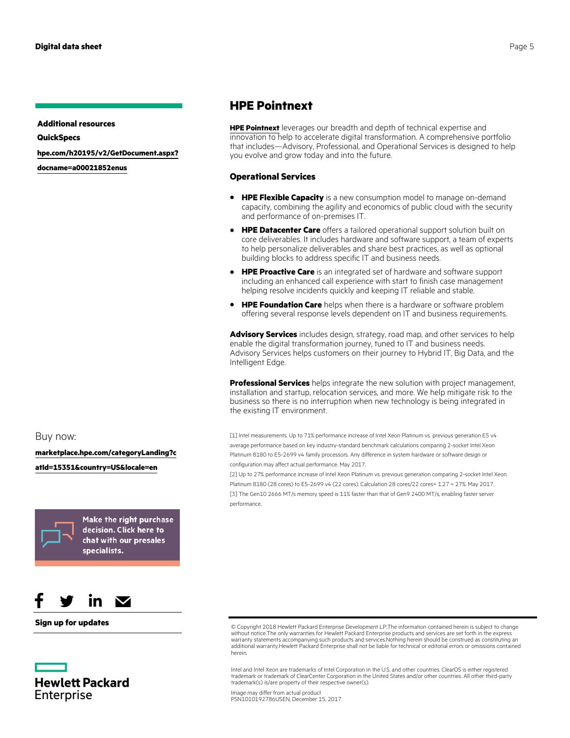**Additional resources**

**QuickSpecs**

**hpe.com/h20195/v2/GetDocument.aspx?docname=a00021852enus**

Buy now:

**marketplace.hpe.com/categoryLanding?catId=15351&country=US&locale=en**

**Make the right purchase decision. Click here to chat with our presales specialists.**

**Sign up for updates**

## HPE Pointnext

**HPE Pointnext** leverages our breadth and depth of technical expertise and innovation to help to accelerate digital transformation. A comprehensive portfolio that includes—Advisory, Professional, and Operational Services is designed to help you evolve and grow today and into the future.

### Operational Services

- **HPE Flexible Capacity** is a new consumption model to manage on-demand capacity, combining the agility and economics of public cloud with the security and performance of on-premises IT.
- **HPE Datacenter Care** offers a tailored operational support solution built on core deliverables. It includes hardware and software support, a team of experts to help personalize deliverables and share best practices, as well as optional building blocks to address specific IT and business needs.
- **HPE Proactive Care** is an integrated set of hardware and software support including an enhanced call experience with start to finish case management helping resolve incidents quickly and keeping IT reliable and stable.
- **HPE Foundation Care** helps when there is a hardware or software problem offering several response levels dependent on IT and business requirements.

**Advisory Services** includes design, strategy, road map, and other services to help enable the digital transformation journey, tuned to IT and business needs. Advisory Services helps customers on their journey to Hybrid IT, Big Data, and the Intelligent Edge.

**Professional Services** helps integrate the new solution with project management, installation and startup, relocation services, and more. We help mitigate risk to the business so there is no interruption when new technology is being integrated in the existing IT environment.

[1] Intel measurements. Up to 71% performance increase of Intel Xeon Platinum vs. previous generation E5 v4 average performance based on key industry-standard benchmark calculations comparing 2-socket Intel Xeon Platinum 8180 to E5-2699 v4 family processors. Any difference in system hardware or software design or configuration may affect actual performance. May 2017.

[2] Up to 27% performance increase of Intel Xeon Platinum vs. previous generation comparing 2-socket Intel Xeon Platinum 8180 (28 cores) to E5-2699 v4 (22 cores). Calculation 28 cores/22 cores= 1.27 = 27%. May 2017.

[3] The Gen10 2666 MT/s memory speed is 11% faster than that of Gen9 2400 MT/s, enabling faster server performance.

© Copyright 2018 Hewlett Packard Enterprise Development LP.The information contained herein is subject to change without notice.The only warranties for Hewlett Packard Enterprise products and services are set forth in the express warranty statements accompanying such products and services.Nothing herein should be construed as constituting an additional warranty.Hewlett Packard Enterprise shall not be liable for technical or editorial errors or omissions contained herein.

Intel and Intel Xeon are trademarks of Intel Corporation in the U.S. and other countries. ClearOS is either registered trademark or trademark of ClearCenter Corporation in the United States and/or other countries. All other third-party trademark(s) is/are property of their respective owner(s).

Image may differ from actual product
PSN1010192786USEN, December 15, 2017.

**Hewlett Packard**
Enterprise